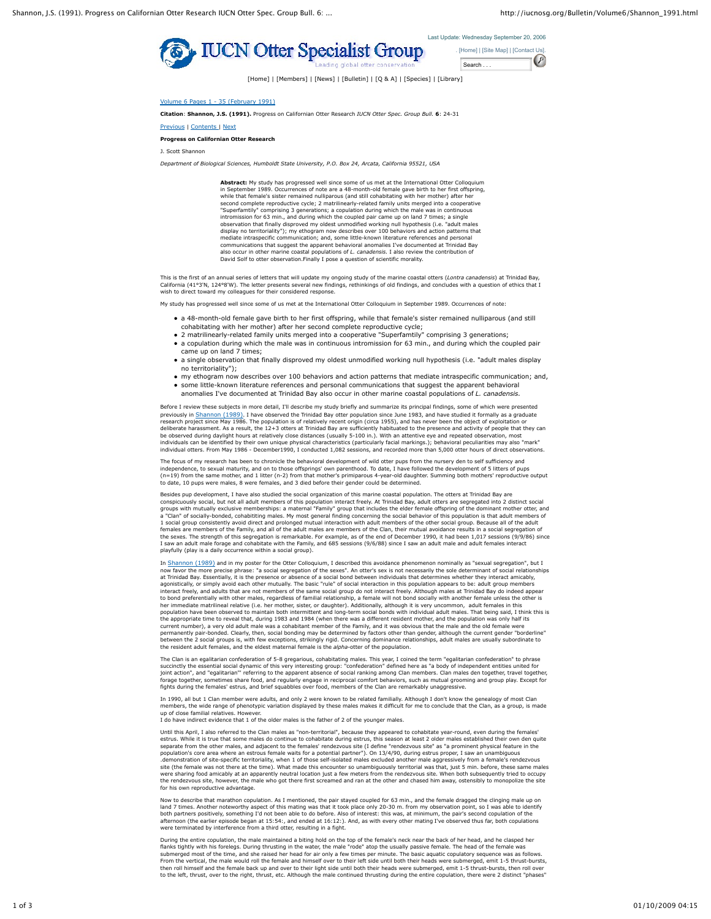Volume 6 Pages 1 - 35 (February 1991)

**Citation**: **Shannon, J.S. (1991).** Progress on Californian Otter Research *IUCN Otter Spec. Group Bull.* **6**: 24-31

Previous | Contents | Next

**Progress on Californian Otter Research**

J. Scott Shannon

*Department of Biological Sciences, Humboldt State University, P.O. Box 24, Arcata, California 95521, USA*

**Abstract:** My study has progressed well since some of us met at the International Otter Colloquium in September 1989. Occurrences of note are a 48-month-old female gave birth to her first offspring, while that female's sister remained nulliparous (and still cohabitating with her mother) after her second complete reproductive cycle; 2 matrilinearly-related family units merged into a cooperative "Superfamtily" comprising 3 generations; a copulation during which the male was in continuous intromission for 63 min., and during which the coupled pair came up on land 7 times; a single observation that finally disproved my oldest unmodified working null hypothesis (i.e. "adult males display no territoriality"); my ethogram now describes over 100 behaviors and action patterns that mediate intraspecific communication; and, some little-known literature references and personal communications that suggest the apparent behavioral anomalies I've documented at Trinidad Bay also occur in other marine coastal populations of *L. canadensis*. I also review the contribution of David Solf to otter observation.Finally I pose a question of scientific morality.

This is the first of an annual series of letters that will update my ongoing study of the marine coastal otters (*Lontra canadensis*) at Trinidad Bay, California (41°3'N, 124°8'W). The letter presents several new findings, rethinkings of old findings, and concludes with a question of ethics that I wish to direct toward my colleagues for their considered response.

My study has progressed well since some of us met at the International Otter Colloquium in September 1989. Occurrences of note:

- a 48-month-old female gave birth to her first offspring, while that female's sister remained nulliparous (and still cohabitating with her mother) after her second complete reproductive cycle;
- 2 matrilinearly-related family units merged into a cooperative "Superfamtily" comprising 3 generations;
- a copulation during which the male was in continuous intromission for 63 min., and during which the coupled pair came up on land 7 times;
- a single observation that finally disproved my oldest unmodified working null hypothesis (i.e. "adult males display no territoriality");
- my ethogram now describes over 100 behaviors and action patterns that mediate intraspecific communication; and,
- some little-known literature references and personal communications that suggest the apparent behavioral anomalies I've documented at Trinidad Bay also occur in other marine coastal populations of *L. canadensis*.

Before I review these subjects in more detail, I'll describe my study briefly and summarize its principal findings, some of which were presented previously in Shannon (1989). I have observed the Trinidad Bay otter population since June 1983, and have studied it formally as a graduate research project since May 1986. The population is of relatively recent origin (circa 1955), and has never been the object of exploitation or deliberate harassment. As a result, the 12+3 otters at Trinidad Bay are sufficiently habituated to the presence and activity of people that they can be observed during daylight hours at relatively close distances (usually 5-100 in.). With an attentive eye and repeated observation, most individuals can be identified by their own unique physical characteristics (particularly facial markings.); behavioral peculiarities may also "mark" individual otters. From May 1986 - December1990, I conducted 1,082 sessions, and recorded more than 5,000 otter hours of direct observations.

The focus of my research has been to chronicle the behavioral development of wild otter pups from the nursery den to self sufficiency and independence, to sexual maturity, and on to those offsprings' own parenthood. To date, I have followed the development of 5 litters of pups (n=19) from the same mother, and 1 litter (n-2) from that mother's primiparous 4-year-old daughter. Summing both mothers' reproductive output to date, 10 pups were males, 8 were females, and 3 died before their gender could be determined.

Besides pup development, I have also studied the social organization of this marine coastal population. The otters at Trinidad Bay are conspicuously social, but not all adult members of this population interact freely. At Trinidad Bay, adult otters are segregated into 2 distinct social groups with mutually exclusive memberships: a maternal "Family" group that includes the elder female offspring of the dominant mother otter, and a "Clan" of socially-bonded, cohabiting males. My most general finding concerning the social behavior of this population is that adult members of 1 social group consistently avoid direct and prolonged mutual interaction with adult members of the other social group. Because all of the adult females are members of the Family, and all of the adult males are members of the Clan, their mutual avoidance results in a social segregation of the sexes. The strength of this segregation is remarkable. For example, as of the end of December 1990, it had been 1,017 sessions (9/9/86) since I saw an adult male forage and cohabitate with the Family, and 685 sessions (9/6/88) since I saw an adult male and adult females interact playfully (play is a daily occurrence within a social group).

In Shannon (1989) and in my poster for the Otter Colloquium, I described this avoidance phenomenon nominally as "sexual segregation", but I now favor the more precise phrase: "a social segregation of the sexes". An otter's sex is not necessarily the sole determinant of social relationships at Trinidad Bay. Essentially, it is the presence or absence of a social bond between individuals that determines whether they interact amicably, agonistically, or simply avoid each other mutually. The basic "rule" of social interaction in this population appears to be: adult group members interact freely, and adults that are not members of the same social group do not interact freely. Although males at Trinidad Bay do indeed appear to bond preferentially with other males, regardless of familial relationship, a female will not bond socially with another female unless the other is her immediate matrilineal relative (i.e. her mother, sister, or daughter). Additionally, although it is very uncommon, adult females in this population have been observed to maintain both intermittent and long-term social bonds with individual adult males. That being said, I think this is the appropriate time to reveal that, during 1983 and 1984 (when there was a different resident mother, and the population was only half its current number), a very old adult male was a cohabitant member of the Family, and it was obvious that the male and the old female were permanently pair-bonded. Clearly, then, social bonding may be determined by factors other than gender, although the current gender "borderline" between the 2 social groups is, with few exceptions, strikingly rigid. Concerning dominance relationships, adult males are usually subordinate to the resident adult females, and the eldest maternal female is the *alpha*-otter of the population.

The Clan is an egalitarian confederation of 5-8 gregarious, cohabitating males. This year, I coined the term "egalitarian confederation" to phrase succinctly the essential social dynamic of this very interesting group: "confederation" defined here as "a body of independent entities united for joint action", and "egalitarian'" referring to the apparent absence of social ranking among Clan members. Clan males den together, travel together, forage together, sometimes share food, and regularly engage in reciprocal comfort behaviors, such as mutual grooming and group play. Except for fights during the females' estrus, and brief squabbles over food, members of the Clan are remarkably unaggressive.

In 1990, all but 1 Clan member were adults, and only 2 were known to be related familially. Although I don't know the genealogy of most Clan members, the wide range of phenotypic variation displayed by these males makes it difficult for me to conclude that the Clan, as a group, is made up of close familial relatives. However.
I do have indirect evidence that 1 of the older males is the father of 2 of the younger males.

Until this April, I also referred to the Clan males as "non-territorial", because they appeared to cohabitate year-round, even during the females' estrus. While it is true that some males do continue to cohabitate during estrus, this season at least 2 older males established their own den quite separate from the other males, and adjacent to the females' rendezvous site (I define "rendezvous site" as "a prominent physical feature in the population's core area where an estrous female waits for a potential partner"). On 13/4/90, during estrus proper, I saw an unambiguous .demonstration of site-specific territoriality, when 1 of those self-isolated males excluded another male aggressively from a female's rendezvous site (the female was not there at the time). What made this encounter so unambiguously territorial was that, just 5 min. before, these same males were sharing food amicably at an apparently neutral location just a few meters from the rendezvous site. When both subsequently tried to occupy the rendezvous site, however, the male who got there first screamed and ran at the other and chased him away, ostensibly to monopolize the site for his own reproductive advantage.

Now to describe that marathon copulation. As I mentioned, the pair stayed coupled for 63 min., and the female dragged the clinging male up on land 7 times. Another noteworthy aspect of this mating was that it took place only 20-30 m. from my observation point, so I was able to identify both partners positively, something I'd not been able to do before. Also of interest: this was, at minimum, the pair's second copulation of the afternoon (the earlier episode began at 15:54:, and ended at 16:12:). And, as with every other mating I've observed thus far, both copulations were terminated by interference from a third otter, resulting in a fight.

During the entire copulation, the male maintained a biting hold on the top of the female's neck near the back of her head, and he clasped her flanks tightly with his forelegs. During thrusting in the water, the male "rode" atop the usually passive female. The head of the female was submerged most of the time, and she raised her head for air only a few times per minute. The basic aquatic copulatory sequence was as follows. From the vertical, the male would roll the female and himself over to their left side until both their heads were submerged, emit 1-5 thrust-bursts, then roll himself and the female back up and over to their light side until both their heads were submerged, emit 1-5 thrust-bursts, then roll over to the left, thrust, over to the right, thrust, etc. Although the male continued thrusting during the entire copulation, there were 2 distinct "phases"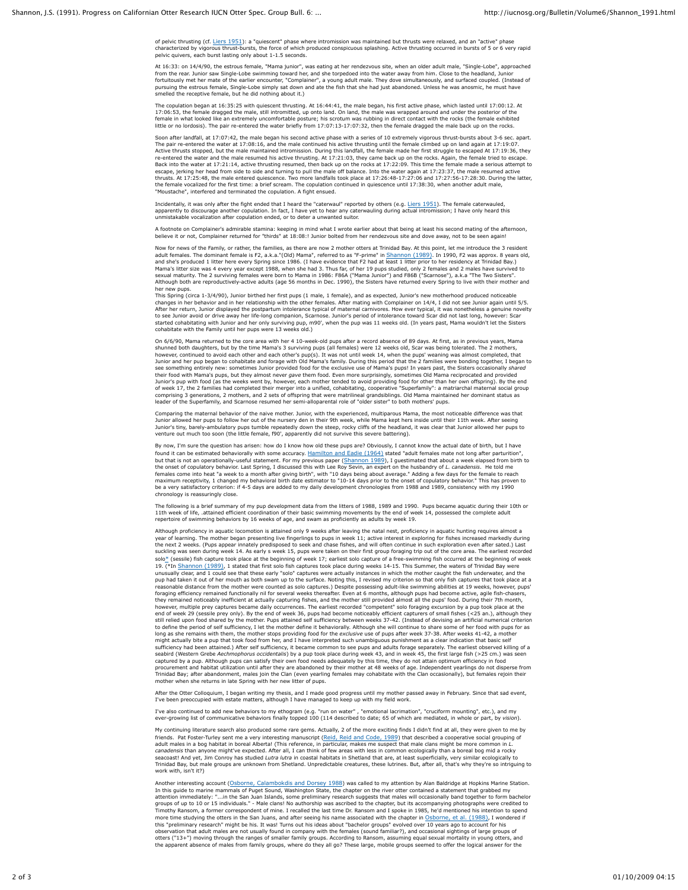of pelvic thrusting (cf. Liers 1951): a "quiescent" phase where intromission was maintained but thrusts were relaxed, and an "active" phase characterized by vigorous thrust-bursts, the force of which produced conspicuous splashing. Active thrusting occurred in bursts of 5 or 6 very rapid pelvic quivers, each burst lasting only about 1-1.5 seconds.

At 16:33: on 14/4/90, the estrous female, "Mama junior", was eating at her rendezvous site, when an older adult male, "Single-Lobe", approached from the rear. Junior saw Single-Lobe swimming toward her, and she torpedoed into the water away from him. Close to the headland, Junior fortuitously met her mate of the earlier encounter, "Complainer", a young adult male. They dove simultaneously, and surfaced coupled. (Instead of pursuing the estrous female, Single-Lobe simply sat down and ate the fish that she had just abandoned. Unless he was anosmic, he must have smelled the receptive female, but he did nothing about it.)

The copulation began at 16:35:25 with quiescent thrusting. At 16:44:41, the male began, his first active phase, which lasted until 17:00:12. At 17:06:53, the female dragged the male, still intromitted, up onto land. On land, the male was wrapped around and under the posterior of the female in what looked like an extremely uncomfortable posture; his scrotum was rubbing in direct contact with the rocks (the female exhibited little or no lordosis). The pair re-entered the water briefly from 17:07:13-17:07:32, then the female dragged the male back up on the rocks.

Soon after landfall, at 17:07:42, the male began his second active phase with a series of 10 extremely vigorous thrust-bursts about 3-6 sec. apart. The pair re-entered the water at 17:08:16, and the male continued his active thrusting until the female climbed up on land again at 17:19:07. Active thrusts stopped, but the male maintained intromission. During this landfall, the female made her first struggle to escaped At 17:19:36, they re-entered the water and the male resumed his active thrusting. At 17:21:03, they came back up on the rocks. Again, the female tried to escape. Back into the water at 17:21:14, active thrusting resumed, then back up on the rocks at 17:22:09. This time the female made a serious attempt to escape, jerking her head from side to side and turning to pull the male off balance. Into the water again at 17:23:37, the male resumed active thrusts. At 17:25:48, the male entered quiescence. Two more landfalls took place at 17:26:48-17:27:06 and 17:27:56-17:28:30. During the latter, the female vocalized for the first time: a brief scream. The copulation continued in quiescence until 17:38:30, when another adult male, "Moustache", interfered and terminated the copulation. A fight ensued.

Incidentally, it was only after the fight ended that I heard the "caterwaul" reported by others (e.g. Liers 1951). The female caterwauled, apparently to discourage another copulation. In fact, I have yet to hear any caterwauling during actual intromission; I have only heard this unmistakable vocalization after copulation ended, or to deter a unwanted suitor.

A footnote on Complainer's admirable stamina: keeping in mind what I wrote earlier about that being at least his second mating of the afternoon, believe it or not, Complainer returned for "thirds" at 18:08:! Junior bolted from her rendezvous site and dove away, not to be seen again!

Now for news of the Family, or rather, the families, as there are now 2 mother otters at Trinidad Bay. At this point, let me introduce the 3 resident adult females. The dominant female is F2, a.k.a."(Old) Mama", referred to as "F-prime" in Shannon (1989). In 1990, F2 was approx. 8 years old, and she's produced 1 litter here every Spring since 1986. (I have evidence that F2 had at least 1 litter prior to her residency at Trinidad Bay.) Mama's litter size was 4 every year except 1988, when she had 3. Thus far, of her 19 pups studied, only 2 females and 2 males have survived to sexual maturity. The 2 surviving females were born to Mama in 1986: F86A ("Mama Junior") and F86B ("Scarnose"), a.k.a "The Two Sisters". Although both are reproductively-active adults (age 56 months in Dec. 1990), the Sisters have returned every Spring to live with their mother and her new pups.
This Spring (circa 1-3/4/90), Junior birthed her first pups (1 male, 1 female), and as expected, Junior's new motherhood produced noticeable changes in her behavior and in her relationship with the other females. After mating with Complainer on 14/4, I did not see Junior again until 5/5. After her return, Junior displayed the postpartum intolerance typical of maternal carnivores. How ever typical, it was nonetheless a genuine novelty to see Junior avoid or drive away her life-long companion, Scarnose. Junior's period of intolerance toward Scar did not last long, however: Scar started cohabitating with Junior and her only surviving pup, m90', when the pup was 11 weeks old. (In years past, Mama wouldn't let the Sisters cohabitate with the Family until her pups were 13 weeks old.)

On 6/6/90, Mama returned to the core area with her 4 10-week-old pups after a record absence of 89 days. At first, as in previous years, Mama shunned both daughters, but by the time Mama's 3 surviving pups (all females) were 12 weeks old, Scar was being tolerated. The 2 mothers, however, continued to avoid each other and each other's pup(s). It was not until week 14, when the pups' weaning was almost completed, that Junior and her pup began to cohabitate and forage with Old Mama's family. During this period that the 2 families were bonding together, I began to see something entirely new: sometimes Junior provided food for the exclusive use of Mama's pups! In years past, the Sisters occasionally *shared* their food with Mama's pups, but they almost never *gave* them food. More surprisingly, sometimes Old Mama reciprocated and provided Junior's pup with food (as the weeks went by, however, each mother tended to avoid providing food for other than her own offspring). By the end of week 17, the 2 families had completed their merger into a unified, cohabitating, cooperative "Superfamily": a matriarchal maternal social group comprising 3 generations, 2 mothers, and 2 sets of offspring that were matrilineal grandsiblings. Old Mama maintained her dominant status as leader of the Superfamily, and Scarnose resumed her semi-alloparental role of "older sister" to both mothers' pups.

Comparing the maternal behavior of the naive mother. Junior, with the experienced, multiparous Mama, the most noticeable difference was that Junior allowed her pups to follow her out of the nursery den in their 9th week, while Mama kept hers inside until their 11th week. After seeing Junior's tiny, barely-ambulatory pups tumble repeatedly down the steep, rocky cliffs of the headland, it was clear that Junior allowed her pups to venture out much too soon (the little female, f90', apparently did not survive this severe battering).

By now, I'm sure the question has arisen: how do I know how old these pups are? Obviously, I cannot know the actual date of birth, but I have found it can be estimated behaviorally with some accuracy. Hamilton and Eadie (1964) stated "adult females mate not long after parturition", but that is not an operationally-useful statement. For my previous paper (Shannon 1989), I guesstimated that about a week elapsed from birth to the onset of copulatory behavior. Last Spring, I discussed this with Lee Roy Sevin, an expert on the husbandry of *L. canadensis*. He told me females come into heat "a week to a month after giving birth", with "10 days being about average." Adding a few days for the female to reach maximum receptivity, I changed my behavioral birth date estimator to "10-14 days prior to the onset of copulatory behavior." This has proven to be a very satisfactory criterion: if 4-5 days are added to my daily development chronologies from 1988 and 1989, consistency with my 1990 chronology is reassuringly close.

The following is a brief summary of my pup development data from the litters of 1988, 1989 and 1990. Pups became aquatic during their 10th or 11th week of life, .attained efficient coordination of their basic swimming movements by the end of week 14, possessed the complete adult repertoire of swimming behaviors by 16 weeks of age, and swam as proficiently as adults by week 19.

Although proficiency in aquatic locomotion is attained only 9 weeks after leaving the natal nest, proficiency in aquatic hunting requires almost a year of learning. The mother began presenting live fingerlings to pups in week 11; active interest in exploring for fishes increased markedly during the next 2 weeks. (Pups appear innately predisposed to seek and chase fishes, and will often continue in such exploration even after sated.) Last suckling was seen during week 14. As early s week 15, pups were taken on their first group foraging trip out of the core area. The earliest recorded solo* (sessile) fish capture took place at the beginning of week 17; earliest solo capture of a free-swimming fish occurred at the beginning of week 19. (*In Shannon (1989), 1 stated that first solo fish captures took place during weeks 14-15. This Summer, the waters of Trinidad Bay were unusually clear, and 1 could see that these early "solo" captures were actually instances in which the mother caught the fish underwater, and the pup had taken it out of her mouth as both swam up to the surface. Noting this, I revised my criterion so that only fish captures that took place at a reasonable distance from the mother were counted as solo captures.) Despite possessing adult-like swimming abilities at 19 weeks, however, pups' foraging efficiency remained functionally nil for several weeks thereafter. Even at 6 months, although pups had become active, agile fish-chasers, they remained noticeably inefficient at actually capturing fishes, and the mother still provided almost all the pups' food. During their 7th month, however, multiple prey captures became daily occurrences. The earliest recorded "competent" solo foraging excursion by a pup took place at the end of week 29 (sessile prey only). By the end of week 36, pups had become noticeably efficient capturers of small fishes (<25 an.), although they still relied upon food shared by the mother. Pups attained self sufficiency between weeks 37-42. (Instead of devising an artificial numerical criterion to define the period of self sufficiency, I let the mother define it behaviorally. Although she will continue to share some of her food with pups for as long as she remains with them, the mother stops providing food for the *exclusive* use of pups after week 37-38. After weeks 41-42, a mother might actually bite a pup that took food from her, and I have interpreted such unambiguous punishment as a clear indication that basic self sufficiency had been attained.) After self sufficiency, it became common to see pups and adults forage separately. The earliest observed killing of a seabird (Western Grebe *Aechmophorus occidentalis*) by a pup took place during week 43, and in week 45, the first large fish (>25 cm.) was seen captured by a pup. Although pups can satisfy their own food needs adequately by this time, they do not attain optimum efficiency in food procurement and habitat utilization until after they are abandoned by their mother at 48 weeks of age. Independent yearlings do not disperse from Trinidad Bay; after abandonment, males join the Clan (even yearling females may cohabitate with the Clan occasionally), but females rejoin their mother when she returns in late Spring with her new litter of pups.

After the Otter Colloquium, I began writing my thesis, and I made good progress until my mother passed away in February. Since that sad event, I've been preoccupied with estate matters, although I have managed to keep up with my field work.

I've also continued to add new behaviors to my ethogram (e.g. "run on water" , "emotional lacrimation", "cruciform mounting", etc.), and my ever-growing list of communicative behaviors finally topped 100 (114 described to date; 65 of which are mediated, in whole or part, by *vision*).

My continuing literature search also produced some rare gems. Actually, 2 of the more exciting finds I didn't find at all, they were given to me by friends. Pat Foster-Turley sent me a very interesting manuscript (Reid, Reid and Code, 1989) that described a cooperative social grouping of adult males in a bog habitat in boreal Alberta! (This reference, in particular, makes me suspect that male clans might be more common in *L. canadensis* than anyone might've expected. After all, I can think of few areas with less in common ecologically than a boreal bog mid a rocky seacoast! And yet, Jim Conroy has studied *Lutra lutra* in coastal habitats in Shetland that are, at least superficially, very similar ecologically to Trinidad Bay, but male groups are unknown from Shetland. Unpredictable creatures, these lutrines. But, after all, that's why they're so intriguing to work with, isn't it?)

Another interesting account (Osborne, Calambokdis and Dorsey 1988) was called to my attention by Alan Baldridge at Hopkins Marine Station. In this guide to marine mammals of Puget Sound, Washington State, the chapter on the river otter contained a statement that grabbed my attention immediately: "...in the San Juan Islands, some preliminary research suggests that males will occasionally band together to form bachelor groups of up to 10 or 15 individuals." - Male clans! No authorship was ascribed to the chapter, but its accompanying photographs were credited to Timothy Ransom, a former correspondent of mine. I recalled the last time Dr. Ransom and I spoke in 1985, he'd mentioned his intention to spend more time studying the otters in the San Juans, and after seeing his name associated with the chapter in Osborne, et al. (1988), I wondered if this "preliminary research" might be his. It was! Turns out his ideas about "bachelor groups" evolved over 10 years ago to account for his observation that adult males are not usually found in company with the females (sound familiar?), and occasional sightings of large groups of otters ("13+") moving through the ranges of smaller family groups. According to Ransom, assuming equal sexual mortality in young otters, and the apparent absence of males from family groups, where do they all go? These large, mobile groups seemed to offer the logical answer for the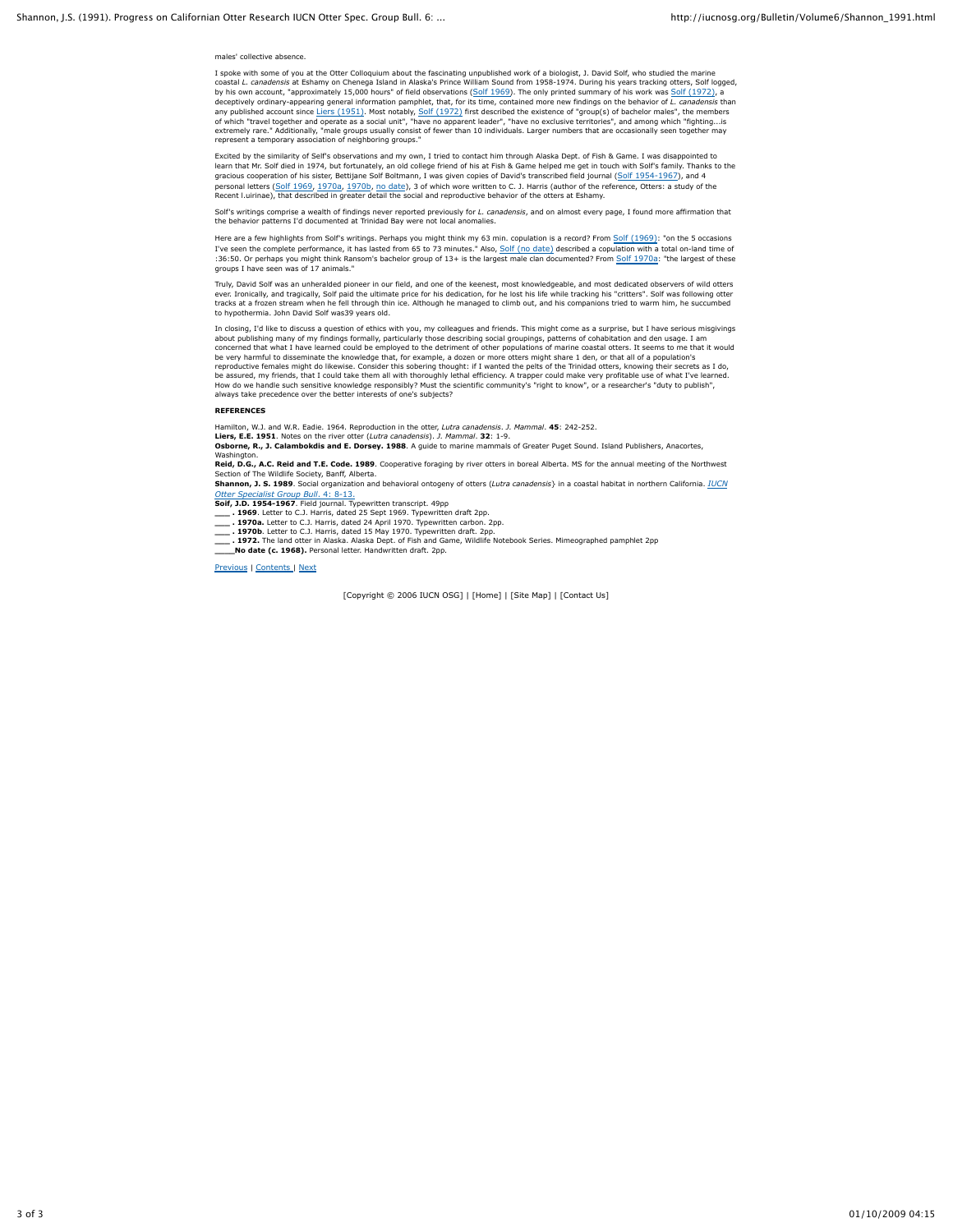males' collective absence.

I spoke with some of you at the Otter Colloquium about the fascinating unpublished work of a biologist, J. David Solf, who studied the marine coastal *L. canadensis* at Eshamy on Chenega Island in Alaska's Prince William Sound from 1958-1974. During his years tracking otters, Solf logged, by his own account, "approximately 15,000 hours" of field observations (Solf 1969). The only printed summary of his work was Solf (1972), a deceptively ordinary-appearing general information pamphlet, that, for its time, contained more new findings on the behavior of *L. canadensis* than any published account since Liers (1951). Most notably, Solf (1972) first described the existence of "group(s) of bachelor males", the members of which "travel together and operate as a social unit", "have no apparent leader", "have no exclusive territories", and among which "fighting...is extremely rare." Additionally, "male groups usually consist of fewer than 10 individuals. Larger numbers that are occasionally seen together may represent a temporary association of neighboring groups."

Excited by the similarity of Self's observations and my own, I tried to contact him through Alaska Dept. of Fish & Game. I was disappointed to learn that Mr. Solf died in 1974, but fortunately, an old college friend of his at Fish & Game helped me get in touch with Solf's family. Thanks to the gracious cooperation of his sister, Bettijane Solf Boltmann, I was given copies of David's transcribed field journal (Solf 1954-1967), and 4 personal letters (Solf 1969, 1970a, 1970b, no date), 3 of which wore written to C. J. Harris (author of the reference, Otters: a study of the Recent l.uirinae), that described in greater detail the social and reproductive behavior of the otters at Eshamy.

Solf's writings comprise a wealth of findings never reported previously for *L. canadensis*, and on almost every page, I found more affirmation that the behavior patterns I'd documented at Trinidad Bay were not local anomalies.

Here are a few highlights from Solf's writings. Perhaps you might think my 63 min. copulation is a record? From Solf (1969): "on the 5 occasions I've seen the complete performance, it has lasted from 65 to 73 minutes." Also, Solf (no date) described a copulation with a total on-land time of :36:50. Or perhaps you might think Ransom's bachelor group of 13+ is the largest male clan documented? From Solf 1970a: "the largest of these groups I have seen was of 17 animals."

Truly, David Solf was an unheralded pioneer in our field, and one of the keenest, most knowledgeable, and most dedicated observers of wild otters ever. Ironically, and tragically, Solf paid the ultimate price for his dedication, for he lost his life while tracking his "critters". Solf was following otter tracks at a frozen stream when he fell through thin ice. Although he managed to climb out, and his companions tried to warm him, he succumbed to hypothermia. John David Solf was39 years old.

In closing, I'd like to discuss a question of ethics with you, my colleagues and friends. This might come as a surprise, but I have serious misgivings about publishing many of my findings formally, particularly those describing social groupings, patterns of cohabitation and den usage. I am concerned that what I have learned could be employed to the detriment of other populations of marine coastal otters. It seems to me that it would be very harmful to disseminate the knowledge that, for example, a dozen or more otters might share 1 den, or that all of a population's reproductive females might do likewise. Consider this sobering thought: if I wanted the pelts of the Trinidad otters, knowing their secrets as I do, be assured, my friends, that I could take them all with thoroughly lethal efficiency. A trapper could make very profitable use of what I've learned. How do we handle such sensitive knowledge responsibly? Must the scientific community's "right to know", or a researcher's "duty to publish", always take precedence over the better interests of one's subjects?

**REFERENCES**

Hamilton, W.J. and W.R. Eadie. 1964. Reproduction in the otter, *Lutra canadensis*. *J. Mammal*. **45**: 242-252.
**Liers, E.E. 1951**. Notes on the river otter (*Lutra canadensis*). *J. Mammal*. **32**: 1-9.
**Osborne, R., J. Calambokdis and E. Dorsey. 1988**. A guide to marine mammals of Greater Puget Sound. Island Publishers, Anacortes, Washington.
**Reid, D.G., A.C. Reid and T.E. Code. 1989**. Cooperative foraging by river otters in boreal Alberta. MS for the annual meeting of the Northwest Section of The Wildlife Society, Banff, Alberta.
**Shannon, J. S. 1989**. Social organization and behavioral ontogeny of otters (*Lutra canadensis*} in a coastal habitat in northern California. *IUCN Otter Specialist Group Bull*. 4: 8-13.
**Solf, J.D. 1954-1967**. Field journal. Typewritten transcript. 49pp
**___ . 1969**. Letter to C.J. Harris, dated 25 Sept 1969. Typewritten draft 2pp.
**___ . 1970a.** Letter to C.J. Harris, dated 24 April 1970. Typewritten carbon. 2pp.
**___ . 1970b**. Letter to C.J. Harris, dated 15 May 1970. Typewritten draft. 2pp.
**___ . 1972.** The land otter in Alaska. Alaska Dept. of Fish and Game, Wildlife Notebook Series. Mimeographed pamphlet 2pp
**____No date (c. 1968).** Personal letter. Handwritten draft. 2pp.

Previous | Contents | Next

[Copyright © 2006 IUCN OSG] | [Home] | [Site Map] | [Contact Us]